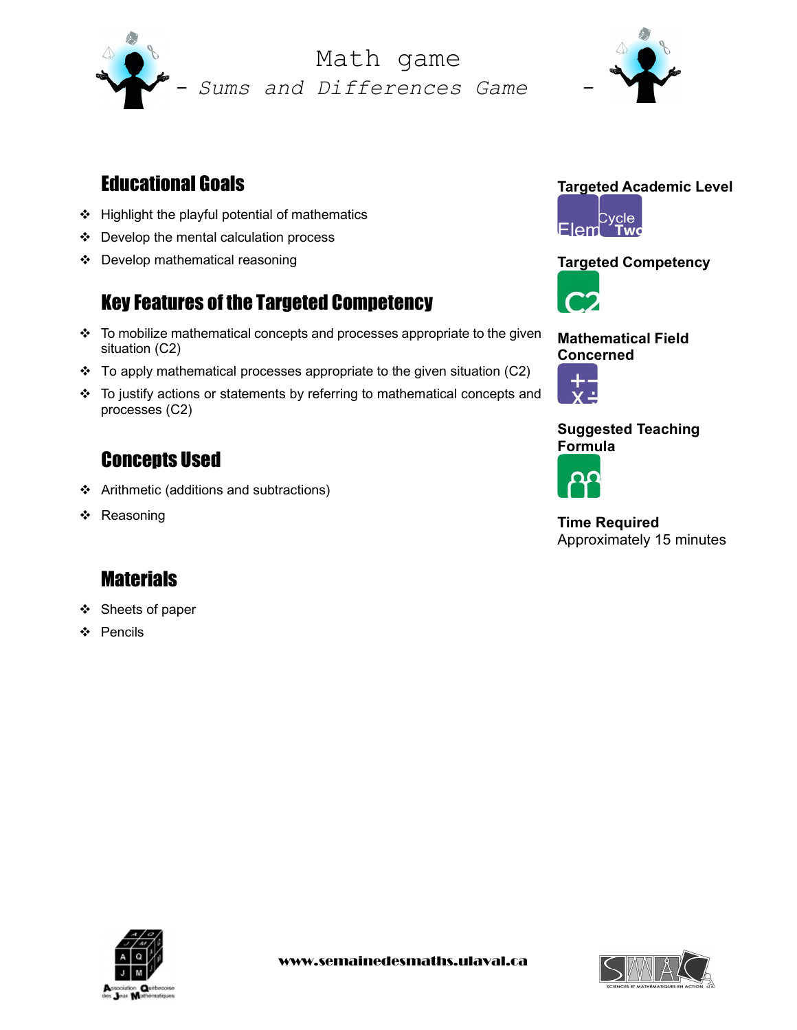# Math game

## *- Sums and Differences Game -*

## Educational Goals

- Highlight the playful potential of mathematics
- Develop the mental calculation process
- Develop mathematical reasoning

## Key Features of the Targeted Competency

- To mobilize mathematical concepts and processes appropriate to the given situation (C2)
- To apply mathematical processes appropriate to the given situation (C2)
- To justify actions or statements by referring to mathematical concepts and processes (C2)

## Concepts Used

- Arithmetic (additions and subtractions)
- Reasoning

## Materials

- Sheets of paper
- Pencils

**Targeted Academic Level**

Elem Cycle Two

**Targeted Competency**

C2

**Mathematical Field Concerned**

**Suggested Teaching Formula**

**Time Required**

Approximately 15 minutes

www.semainedesmaths.ulaval.ca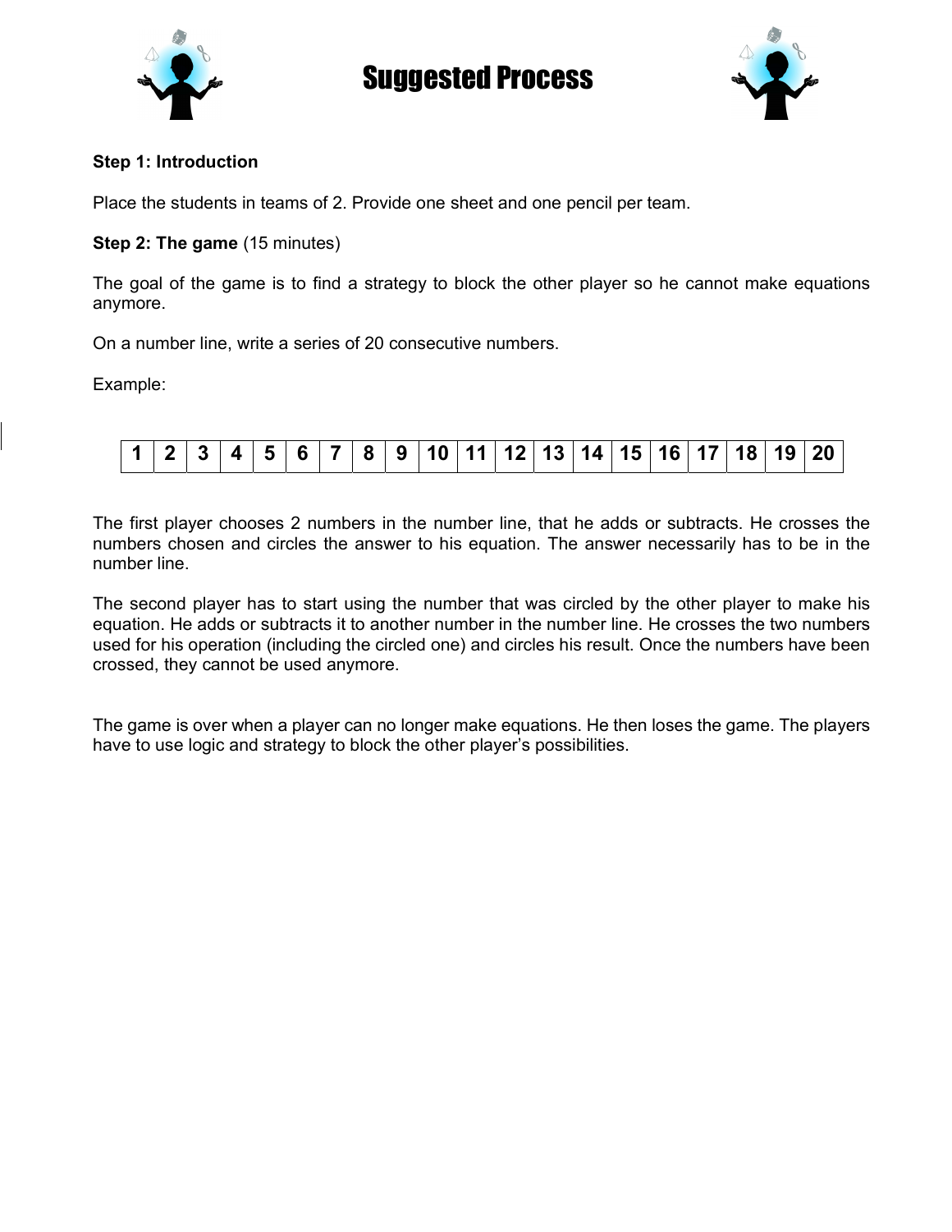# Suggested Process

**Step 1: Introduction**

Place the students in teams of 2. Provide one sheet and one pencil per team.

**Step 2: The game** (15 minutes)

The goal of the game is to find a strategy to block the other player so he cannot make equations anymore.

On a number line, write a series of 20 consecutive numbers.

Example:

| | | | | | | | | | | | | | | | | | | | |
|---|---|---|---|---|---|---|---|---|---|---|---|---|---|---|---|---|---|---|---|
| 1 | 2 | 3 | 4 | 5 | 6 | 7 | 8 | 9 | 10 | 11 | 12 | 13 | 14 | 15 | 16 | 17 | 18 | 19 | 20 |

The first player chooses 2 numbers in the number line, that he adds or subtracts. He crosses the numbers chosen and circles the answer to his equation. The answer necessarily has to be in the number line.

The second player has to start using the number that was circled by the other player to make his equation. He adds or subtracts it to another number in the number line. He crosses the two numbers used for his operation (including the circled one) and circles his result. Once the numbers have been crossed, they cannot be used anymore.

The game is over when a player can no longer make equations. He then loses the game. The players have to use logic and strategy to block the other player's possibilities.